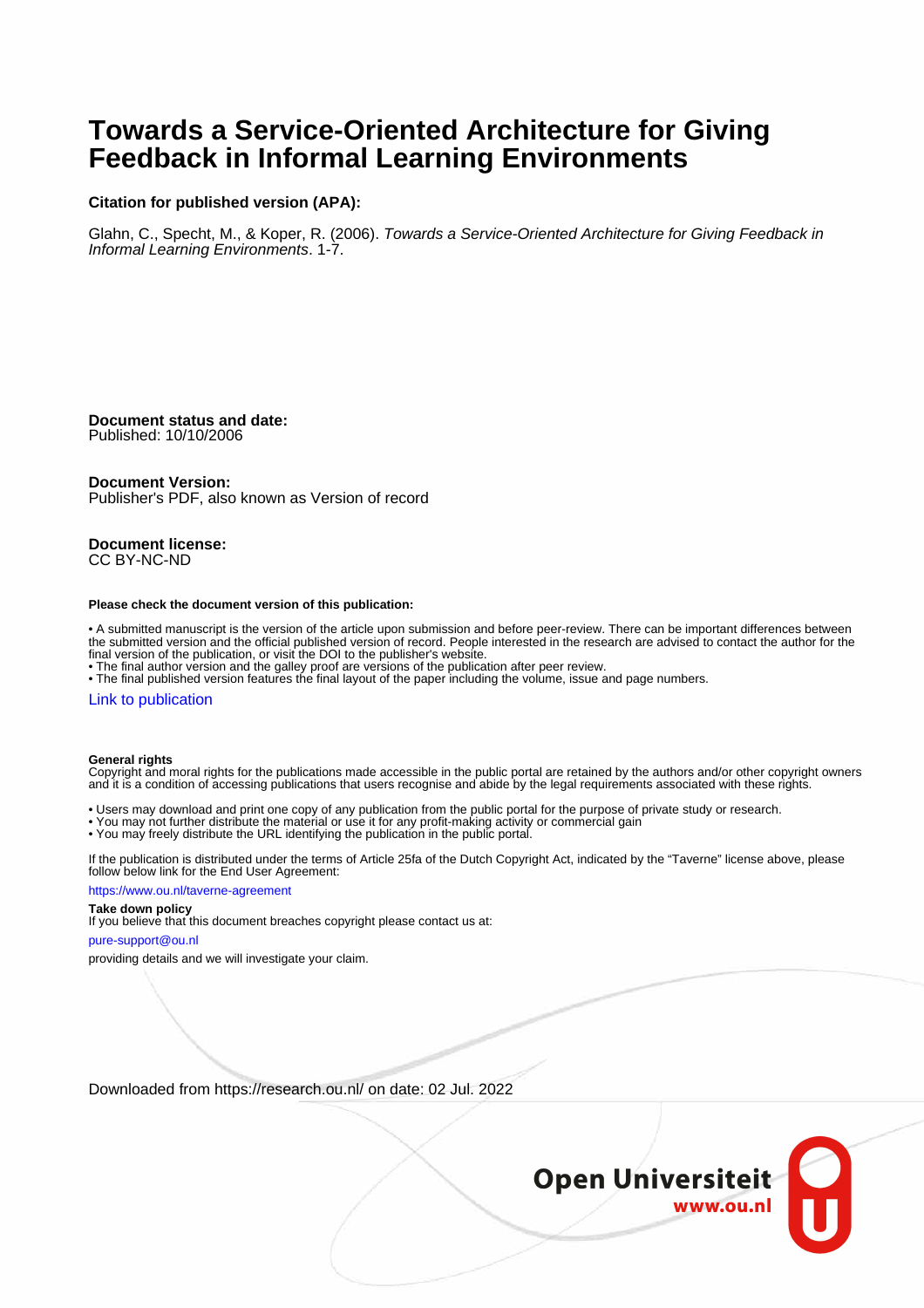# Towards a Service-Oriented Architecture for Giving Feedback in Informal Learning Environments

**Citation for published version (APA):**

Glahn, C., Specht, M., & Koper, R. (2006). *Towards a Service-Oriented Architecture for Giving Feedback in Informal Learning Environments*. 1-7.

**Document status and date:**
Published: 10/10/2006

**Document Version:**
Publisher's PDF, also known as Version of record

**Document license:**
CC BY-NC-ND

**Please check the document version of this publication:**

• A submitted manuscript is the version of the article upon submission and before peer-review. There can be important differences between the submitted version and the official published version of record. People interested in the research are advised to contact the author for the final version of the publication, or visit the DOI to the publisher's website.
• The final author version and the galley proof are versions of the publication after peer review.
• The final published version features the final layout of the paper including the volume, issue and page numbers.

Link to publication

**General rights**
Copyright and moral rights for the publications made accessible in the public portal are retained by the authors and/or other copyright owners and it is a condition of accessing publications that users recognise and abide by the legal requirements associated with these rights.

• Users may download and print one copy of any publication from the public portal for the purpose of private study or research.
• You may not further distribute the material or use it for any profit-making activity or commercial gain
• You may freely distribute the URL identifying the publication in the public portal.

If the publication is distributed under the terms of Article 25fa of the Dutch Copyright Act, indicated by the "Taverne" license above, please follow below link for the End User Agreement:

https://www.ou.nl/taverne-agreement

**Take down policy**
If you believe that this document breaches copyright please contact us at:

pure-support@ou.nl

providing details and we will investigate your claim.

Downloaded from https://research.ou.nl/ on date: 02 Jul. 2022

Open Universiteit
www.ou.nl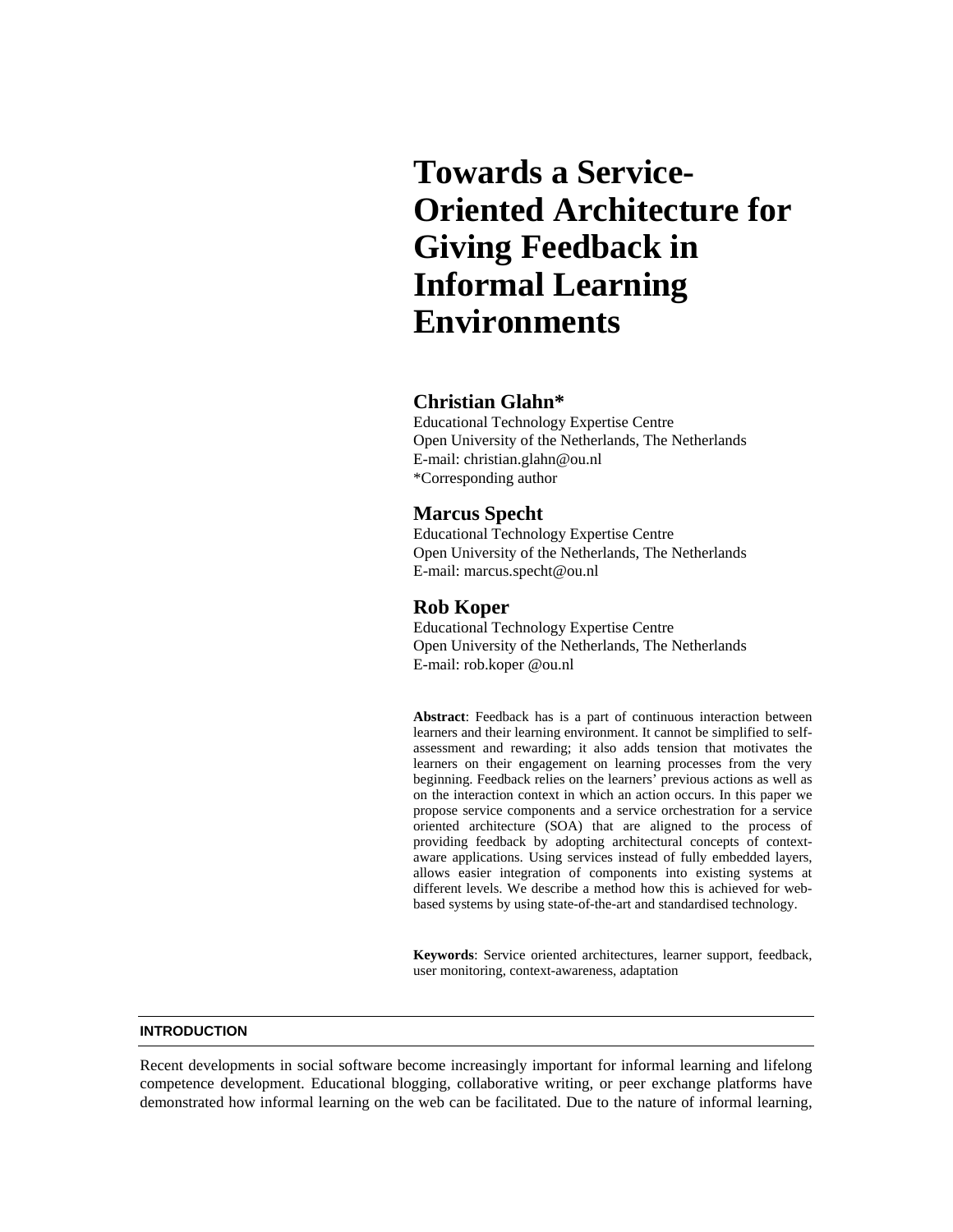# Towards a Service-Oriented Architecture for Giving Feedback in Informal Learning Environments

**Christian Glahn***
Educational Technology Expertise Centre
Open University of the Netherlands, The Netherlands
E-mail: christian.glahn@ou.nl
*Corresponding author

**Marcus Specht**
Educational Technology Expertise Centre
Open University of the Netherlands, The Netherlands
E-mail: marcus.specht@ou.nl

**Rob Koper**
Educational Technology Expertise Centre
Open University of the Netherlands, The Netherlands
E-mail: rob.koper @ou.nl

**Abstract**: Feedback has is a part of continuous interaction between learners and their learning environment. It cannot be simplified to self-assessment and rewarding; it also adds tension that motivates the learners on their engagement on learning processes from the very beginning. Feedback relies on the learners' previous actions as well as on the interaction context in which an action occurs. In this paper we propose service components and a service orchestration for a service oriented architecture (SOA) that are aligned to the process of providing feedback by adopting architectural concepts of context-aware applications. Using services instead of fully embedded layers, allows easier integration of components into existing systems at different levels. We describe a method how this is achieved for web-based systems by using state-of-the-art and standardised technology.

**Keywords**: Service oriented architectures, learner support, feedback, user monitoring, context-awareness, adaptation

## INTRODUCTION

Recent developments in social software become increasingly important for informal learning and lifelong competence development. Educational blogging, collaborative writing, or peer exchange platforms have demonstrated how informal learning on the web can be facilitated. Due to the nature of informal learning,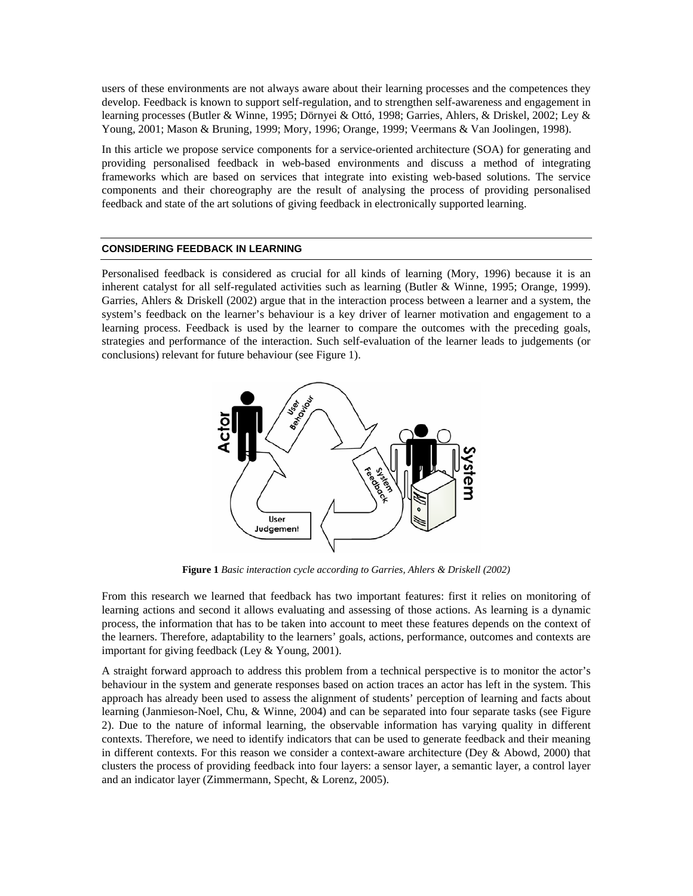users of these environments are not always aware about their learning processes and the competences they develop. Feedback is known to support self-regulation, and to strengthen self-awareness and engagement in learning processes (Butler & Winne, 1995; Dörnyei & Ottó, 1998; Garries, Ahlers, & Driskel, 2002; Ley & Young, 2001; Mason & Bruning, 1999; Mory, 1996; Orange, 1999; Veermans & Van Joolingen, 1998).

In this article we propose service components for a service-oriented architecture (SOA) for generating and providing personalised feedback in web-based environments and discuss a method of integrating frameworks which are based on services that integrate into existing web-based solutions. The service components and their choreography are the result of analysing the process of providing personalised feedback and state of the art solutions of giving feedback in electronically supported learning.

## CONSIDERING FEEDBACK IN LEARNING

Personalised feedback is considered as crucial for all kinds of learning (Mory, 1996) because it is an inherent catalyst for all self-regulated activities such as learning (Butler & Winne, 1995; Orange, 1999). Garries, Ahlers & Driskell (2002) argue that in the interaction process between a learner and a system, the system's feedback on the learner's behaviour is a key driver of learner motivation and engagement to a learning process. Feedback is used by the learner to compare the outcomes with the preceding goals, strategies and performance of the interaction. Such self-evaluation of the learner leads to judgements (or conclusions) relevant for future behaviour (see Figure 1).

Actor

User Behaviour

System Feedback

System

User Judgement

**Figure 1** *Basic interaction cycle according to Garries, Ahlers & Driskell (2002)*

From this research we learned that feedback has two important features: first it relies on monitoring of learning actions and second it allows evaluating and assessing of those actions. As learning is a dynamic process, the information that has to be taken into account to meet these features depends on the context of the learners. Therefore, adaptability to the learners' goals, actions, performance, outcomes and contexts are important for giving feedback (Ley & Young, 2001).

A straight forward approach to address this problem from a technical perspective is to monitor the actor's behaviour in the system and generate responses based on action traces an actor has left in the system. This approach has already been used to assess the alignment of students' perception of learning and facts about learning (Janmieson-Noel, Chu, & Winne, 2004) and can be separated into four separate tasks (see Figure 2). Due to the nature of informal learning, the observable information has varying quality in different contexts. Therefore, we need to identify indicators that can be used to generate feedback and their meaning in different contexts. For this reason we consider a context-aware architecture (Dey & Abowd, 2000) that clusters the process of providing feedback into four layers: a sensor layer, a semantic layer, a control layer and an indicator layer (Zimmermann, Specht, & Lorenz, 2005).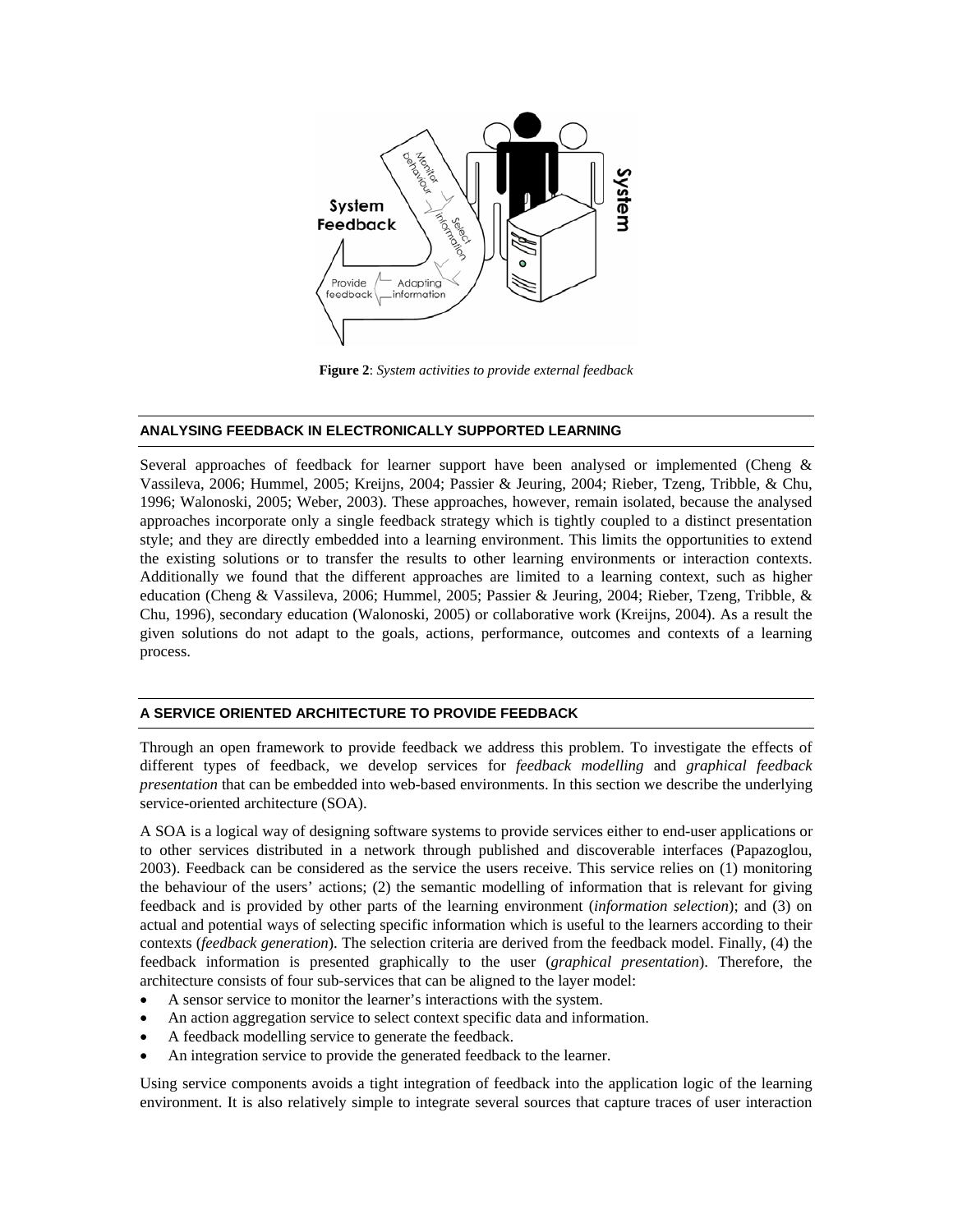System Feedback

Monitor behaviour

Select information

Adapting information

Provide feedback

System

**Figure 2**: *System activities to provide external feedback*

## ANALYSING FEEDBACK IN ELECTRONICALLY SUPPORTED LEARNING

Several approaches of feedback for learner support have been analysed or implemented (Cheng & Vassileva, 2006; Hummel, 2005; Kreijns, 2004; Passier & Jeuring, 2004; Rieber, Tzeng, Tribble, & Chu, 1996; Walonoski, 2005; Weber, 2003). These approaches, however, remain isolated, because the analysed approaches incorporate only a single feedback strategy which is tightly coupled to a distinct presentation style; and they are directly embedded into a learning environment. This limits the opportunities to extend the existing solutions or to transfer the results to other learning environments or interaction contexts. Additionally we found that the different approaches are limited to a learning context, such as higher education (Cheng & Vassileva, 2006; Hummel, 2005; Passier & Jeuring, 2004; Rieber, Tzeng, Tribble, & Chu, 1996), secondary education (Walonoski, 2005) or collaborative work (Kreijns, 2004). As a result the given solutions do not adapt to the goals, actions, performance, outcomes and contexts of a learning process.

## A SERVICE ORIENTED ARCHITECTURE TO PROVIDE FEEDBACK

Through an open framework to provide feedback we address this problem. To investigate the effects of different types of feedback, we develop services for *feedback modelling* and *graphical feedback presentation* that can be embedded into web-based environments. In this section we describe the underlying service-oriented architecture (SOA).

A SOA is a logical way of designing software systems to provide services either to end-user applications or to other services distributed in a network through published and discoverable interfaces (Papazoglou, 2003). Feedback can be considered as the service the users receive. This service relies on (1) monitoring the behaviour of the users' actions; (2) the semantic modelling of information that is relevant for giving feedback and is provided by other parts of the learning environment (*information selection*); and (3) on actual and potential ways of selecting specific information which is useful to the learners according to their contexts (*feedback generation*). The selection criteria are derived from the feedback model. Finally, (4) the feedback information is presented graphically to the user (*graphical presentation*). Therefore, the architecture consists of four sub-services that can be aligned to the layer model:

- A sensor service to monitor the learner's interactions with the system.
- An action aggregation service to select context specific data and information.
- A feedback modelling service to generate the feedback.
- An integration service to provide the generated feedback to the learner.

Using service components avoids a tight integration of feedback into the application logic of the learning environment. It is also relatively simple to integrate several sources that capture traces of user interaction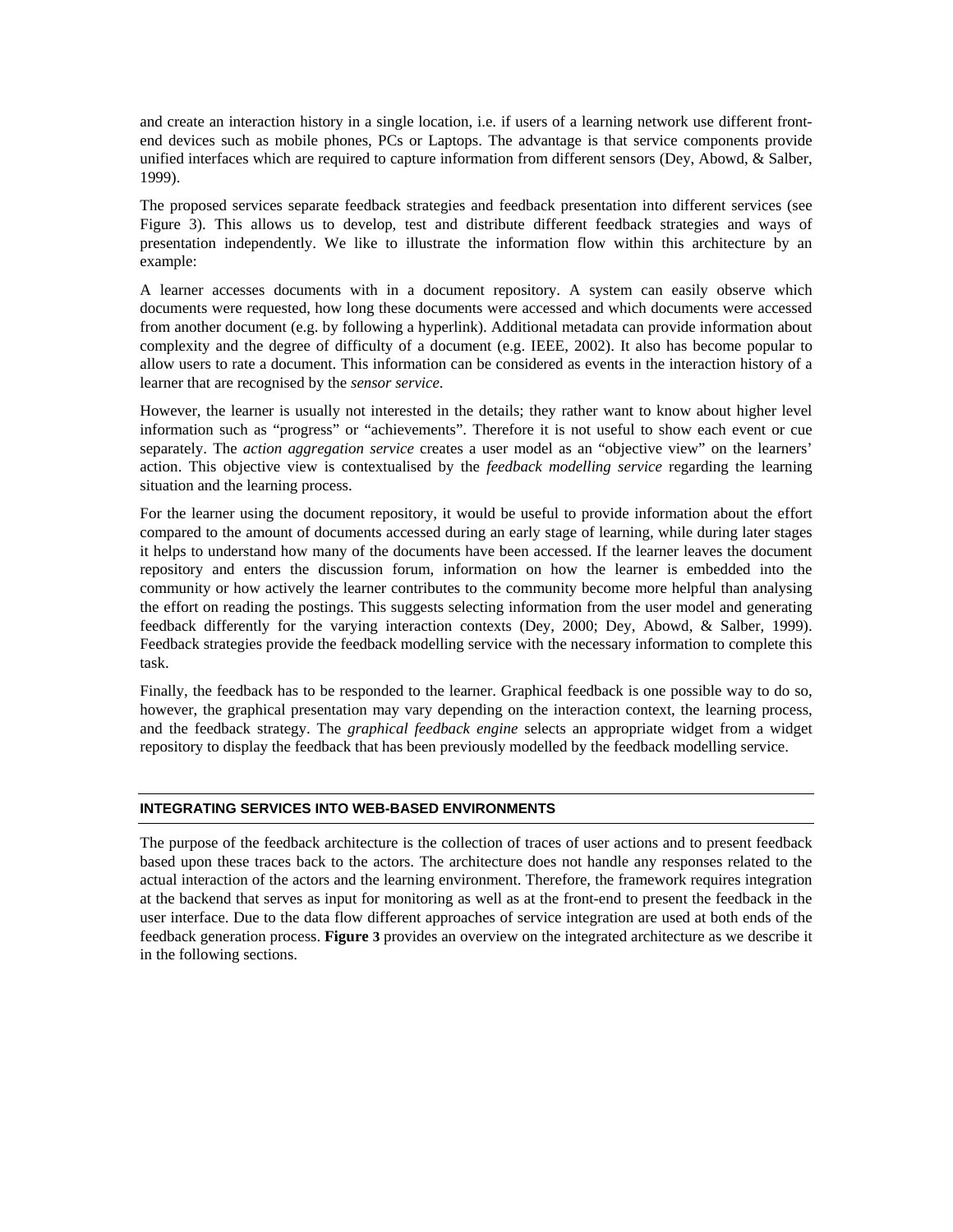and create an interaction history in a single location, i.e. if users of a learning network use different front-end devices such as mobile phones, PCs or Laptops. The advantage is that service components provide unified interfaces which are required to capture information from different sensors (Dey, Abowd, & Salber, 1999).

The proposed services separate feedback strategies and feedback presentation into different services (see Figure 3). This allows us to develop, test and distribute different feedback strategies and ways of presentation independently. We like to illustrate the information flow within this architecture by an example:

A learner accesses documents with in a document repository. A system can easily observe which documents were requested, how long these documents were accessed and which documents were accessed from another document (e.g. by following a hyperlink). Additional metadata can provide information about complexity and the degree of difficulty of a document (e.g. IEEE, 2002). It also has become popular to allow users to rate a document. This information can be considered as events in the interaction history of a learner that are recognised by the *sensor service*.

However, the learner is usually not interested in the details; they rather want to know about higher level information such as "progress" or "achievements". Therefore it is not useful to show each event or cue separately. The *action aggregation service* creates a user model as an "objective view" on the learners' action. This objective view is contextualised by the *feedback modelling service* regarding the learning situation and the learning process.

For the learner using the document repository, it would be useful to provide information about the effort compared to the amount of documents accessed during an early stage of learning, while during later stages it helps to understand how many of the documents have been accessed. If the learner leaves the document repository and enters the discussion forum, information on how the learner is embedded into the community or how actively the learner contributes to the community become more helpful than analysing the effort on reading the postings. This suggests selecting information from the user model and generating feedback differently for the varying interaction contexts (Dey, 2000; Dey, Abowd, & Salber, 1999). Feedback strategies provide the feedback modelling service with the necessary information to complete this task.

Finally, the feedback has to be responded to the learner. Graphical feedback is one possible way to do so, however, the graphical presentation may vary depending on the interaction context, the learning process, and the feedback strategy. The *graphical feedback engine* selects an appropriate widget from a widget repository to display the feedback that has been previously modelled by the feedback modelling service.

## INTEGRATING SERVICES INTO WEB-BASED ENVIRONMENTS

The purpose of the feedback architecture is the collection of traces of user actions and to present feedback based upon these traces back to the actors. The architecture does not handle any responses related to the actual interaction of the actors and the learning environment. Therefore, the framework requires integration at the backend that serves as input for monitoring as well as at the front-end to present the feedback in the user interface. Due to the data flow different approaches of service integration are used at both ends of the feedback generation process. **Figure 3** provides an overview on the integrated architecture as we describe it in the following sections.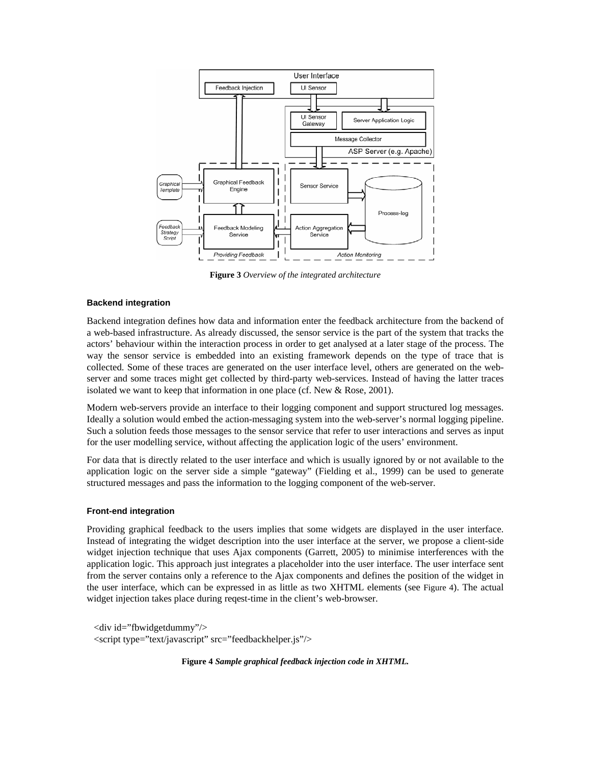**Figure 3** *Overview of the integrated architecture*

#### Backend integration

Backend integration defines how data and information enter the feedback architecture from the backend of a web-based infrastructure. As already discussed, the sensor service is the part of the system that tracks the actors' behaviour within the interaction process in order to get analysed at a later stage of the process. The way the sensor service is embedded into an existing framework depends on the type of trace that is collected. Some of these traces are generated on the user interface level, others are generated on the web-server and some traces might get collected by third-party web-services. Instead of having the latter traces isolated we want to keep that information in one place (cf. New & Rose, 2001).

Modern web-servers provide an interface to their logging component and support structured log messages. Ideally a solution would embed the action-messaging system into the web-server's normal logging pipeline. Such a solution feeds those messages to the sensor service that refer to user interactions and serves as input for the user modelling service, without affecting the application logic of the users' environment.

For data that is directly related to the user interface and which is usually ignored by or not available to the application logic on the server side a simple "gateway" (Fielding et al., 1999) can be used to generate structured messages and pass the information to the logging component of the web-server.

#### Front-end integration

Providing graphical feedback to the users implies that some widgets are displayed in the user interface. Instead of integrating the widget description into the user interface at the server, we propose a client-side widget injection technique that uses Ajax components (Garrett, 2005) to minimise interferences with the application logic. This approach just integrates a placeholder into the user interface. The user interface sent from the server contains only a reference to the Ajax components and defines the position of the widget in the user interface, which can be expressed in as little as two XHTML elements (see Figure 4). The actual widget injection takes place during reqest-time in the client's web-browser.

```
<div id="fbwidgetdummy"/>
<script type="text/javascript" src="feedbackhelper.js"/>
```

**Figure 4** ***Sample graphical feedback injection code in XHTML.***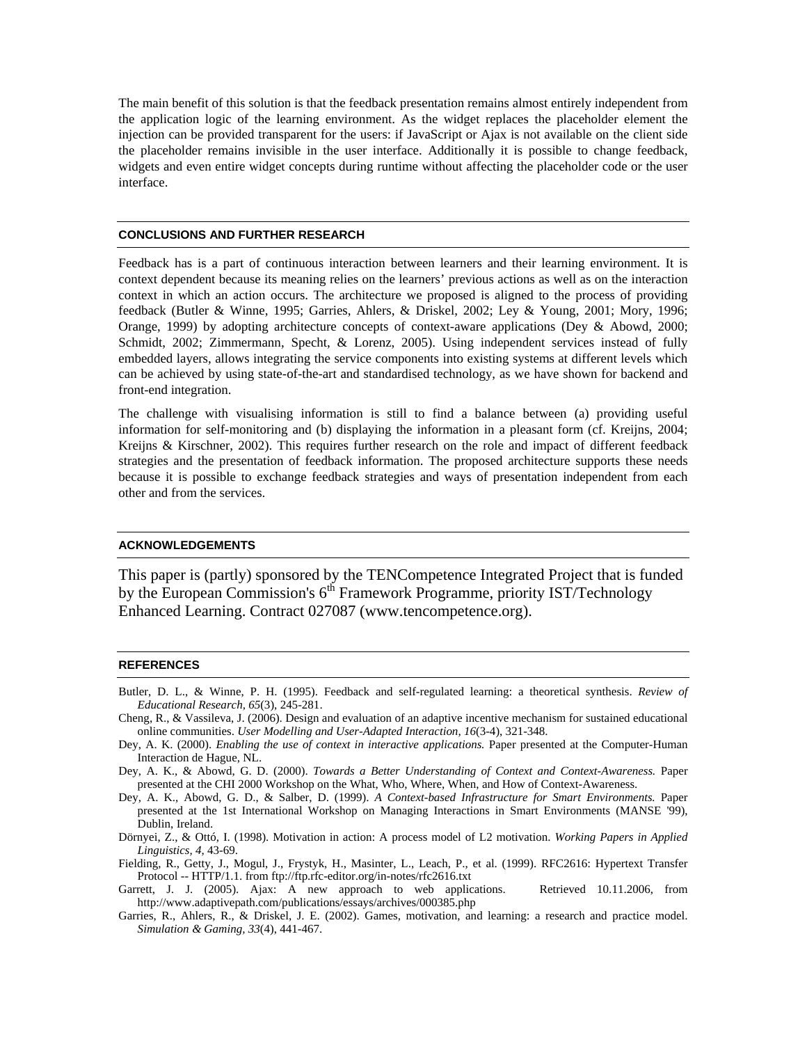The main benefit of this solution is that the feedback presentation remains almost entirely independent from the application logic of the learning environment. As the widget replaces the placeholder element the injection can be provided transparent for the users: if JavaScript or Ajax is not available on the client side the placeholder remains invisible in the user interface. Additionally it is possible to change feedback, widgets and even entire widget concepts during runtime without affecting the placeholder code or the user interface.

## CONCLUSIONS AND FURTHER RESEARCH

Feedback has is a part of continuous interaction between learners and their learning environment. It is context dependent because its meaning relies on the learners' previous actions as well as on the interaction context in which an action occurs. The architecture we proposed is aligned to the process of providing feedback (Butler & Winne, 1995; Garries, Ahlers, & Driskel, 2002; Ley & Young, 2001; Mory, 1996; Orange, 1999) by adopting architecture concepts of context-aware applications (Dey & Abowd, 2000; Schmidt, 2002; Zimmermann, Specht, & Lorenz, 2005). Using independent services instead of fully embedded layers, allows integrating the service components into existing systems at different levels which can be achieved by using state-of-the-art and standardised technology, as we have shown for backend and front-end integration.

The challenge with visualising information is still to find a balance between (a) providing useful information for self-monitoring and (b) displaying the information in a pleasant form (cf. Kreijns, 2004; Kreijns & Kirschner, 2002). This requires further research on the role and impact of different feedback strategies and the presentation of feedback information. The proposed architecture supports these needs because it is possible to exchange feedback strategies and ways of presentation independent from each other and from the services.

## ACKNOWLEDGEMENTS

This paper is (partly) sponsored by the TENCompetence Integrated Project that is funded by the European Commission's 6th Framework Programme, priority IST/Technology Enhanced Learning. Contract 027087 (www.tencompetence.org).

## REFERENCES

Butler, D. L., & Winne, P. H. (1995). Feedback and self-regulated learning: a theoretical synthesis. *Review of Educational Research, 65*(3), 245-281.

Cheng, R., & Vassileva, J. (2006). Design and evaluation of an adaptive incentive mechanism for sustained educational online communities. *User Modelling and User-Adapted Interaction, 16*(3-4), 321-348.

Dey, A. K. (2000). *Enabling the use of context in interactive applications.* Paper presented at the Computer-Human Interaction de Hague, NL.

Dey, A. K., & Abowd, G. D. (2000). *Towards a Better Understanding of Context and Context-Awareness.* Paper presented at the CHI 2000 Workshop on the What, Who, Where, When, and How of Context-Awareness.

Dey, A. K., Abowd, G. D., & Salber, D. (1999). *A Context-based Infrastructure for Smart Environments.* Paper presented at the 1st International Workshop on Managing Interactions in Smart Environments (MANSE '99), Dublin, Ireland.

Dörnyei, Z., & Ottó, I. (1998). Motivation in action: A process model of L2 motivation. *Working Papers in Applied Linguistics, 4*, 43-69.

Fielding, R., Getty, J., Mogul, J., Frystyk, H., Masinter, L., Leach, P., et al. (1999). RFC2616: Hypertext Transfer Protocol -- HTTP/1.1. from ftp://ftp.rfc-editor.org/in-notes/rfc2616.txt

Garrett, J. J. (2005). Ajax: A new approach to web applications. Retrieved 10.11.2006, from http://www.adaptivepath.com/publications/essays/archives/000385.php

Garries, R., Ahlers, R., & Driskel, J. E. (2002). Games, motivation, and learning: a research and practice model. *Simulation & Gaming, 33*(4), 441-467.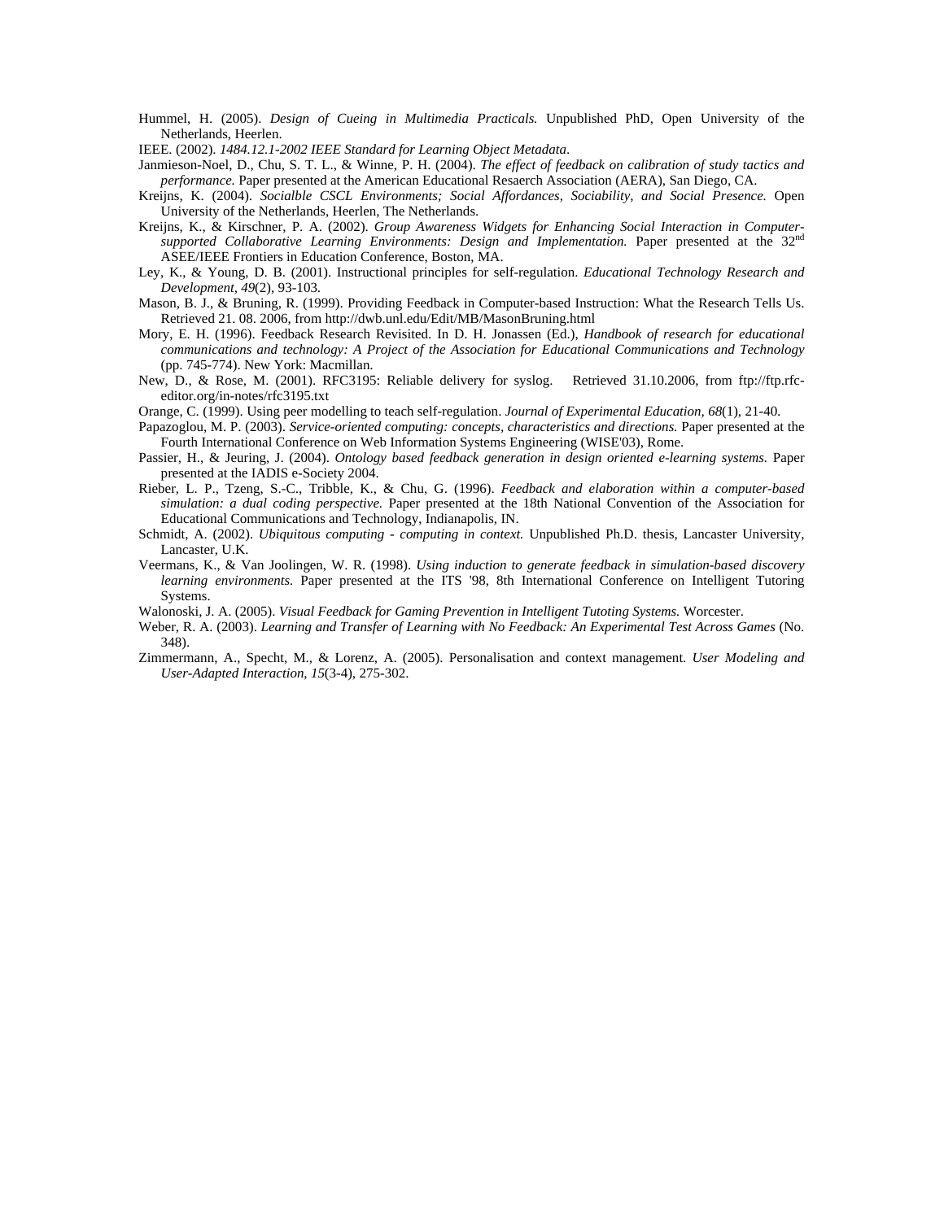Hummel, H. (2005). *Design of Cueing in Multimedia Practicals.* Unpublished PhD, Open University of the Netherlands, Heerlen.

IEEE. (2002). *1484.12.1-2002 IEEE Standard for Learning Object Metadata*.

Janmieson-Noel, D., Chu, S. T. L., & Winne, P. H. (2004). *The effect of feedback on calibration of study tactics and performance.* Paper presented at the American Educational Resaerch Association (AERA), San Diego, CA.

Kreijns, K. (2004). *Socialble CSCL Environments; Social Affordances, Sociability, and Social Presence.* Open University of the Netherlands, Heerlen, The Netherlands.

Kreijns, K., & Kirschner, P. A. (2002). *Group Awareness Widgets for Enhancing Social Interaction in Computer-supported Collaborative Learning Environments: Design and Implementation.* Paper presented at the 32nd ASEE/IEEE Frontiers in Education Conference, Boston, MA.

Ley, K., & Young, D. B. (2001). Instructional principles for self-regulation. *Educational Technology Research and Development, 49*(2), 93-103.

Mason, B. J., & Bruning, R. (1999). Providing Feedback in Computer-based Instruction: What the Research Tells Us. Retrieved 21. 08. 2006, from http://dwb.unl.edu/Edit/MB/MasonBruning.html

Mory, E. H. (1996). Feedback Research Revisited. In D. H. Jonassen (Ed.), *Handbook of research for educational communications and technology: A Project of the Association for Educational Communications and Technology* (pp. 745-774). New York: Macmillan.

New, D., & Rose, M. (2001). RFC3195: Reliable delivery for syslog. Retrieved 31.10.2006, from ftp://ftp.rfc-editor.org/in-notes/rfc3195.txt

Orange, C. (1999). Using peer modelling to teach self-regulation. *Journal of Experimental Education, 68*(1), 21-40.

Papazoglou, M. P. (2003). *Service-oriented computing: concepts, characteristics and directions.* Paper presented at the Fourth International Conference on Web Information Systems Engineering (WISE'03), Rome.

Passier, H., & Jeuring, J. (2004). *Ontology based feedback generation in design oriented e-learning systems.* Paper presented at the IADIS e-Society 2004.

Rieber, L. P., Tzeng, S.-C., Tribble, K., & Chu, G. (1996). *Feedback and elaboration within a computer-based simulation: a dual coding perspective.* Paper presented at the 18th National Convention of the Association for Educational Communications and Technology, Indianapolis, IN.

Schmidt, A. (2002). *Ubiquitous computing - computing in context.* Unpublished Ph.D. thesis, Lancaster University, Lancaster, U.K.

Veermans, K., & Van Joolingen, W. R. (1998). *Using induction to generate feedback in simulation-based discovery learning environments.* Paper presented at the ITS '98, 8th International Conference on Intelligent Tutoring Systems.

Walonoski, J. A. (2005). *Visual Feedback for Gaming Prevention in Intelligent Tutoting Systems.* Worcester.

Weber, R. A. (2003). *Learning and Transfer of Learning with No Feedback: An Experimental Test Across Games* (No. 348).

Zimmermann, A., Specht, M., & Lorenz, A. (2005). Personalisation and context management. *User Modeling and User-Adapted Interaction, 15*(3-4), 275-302.